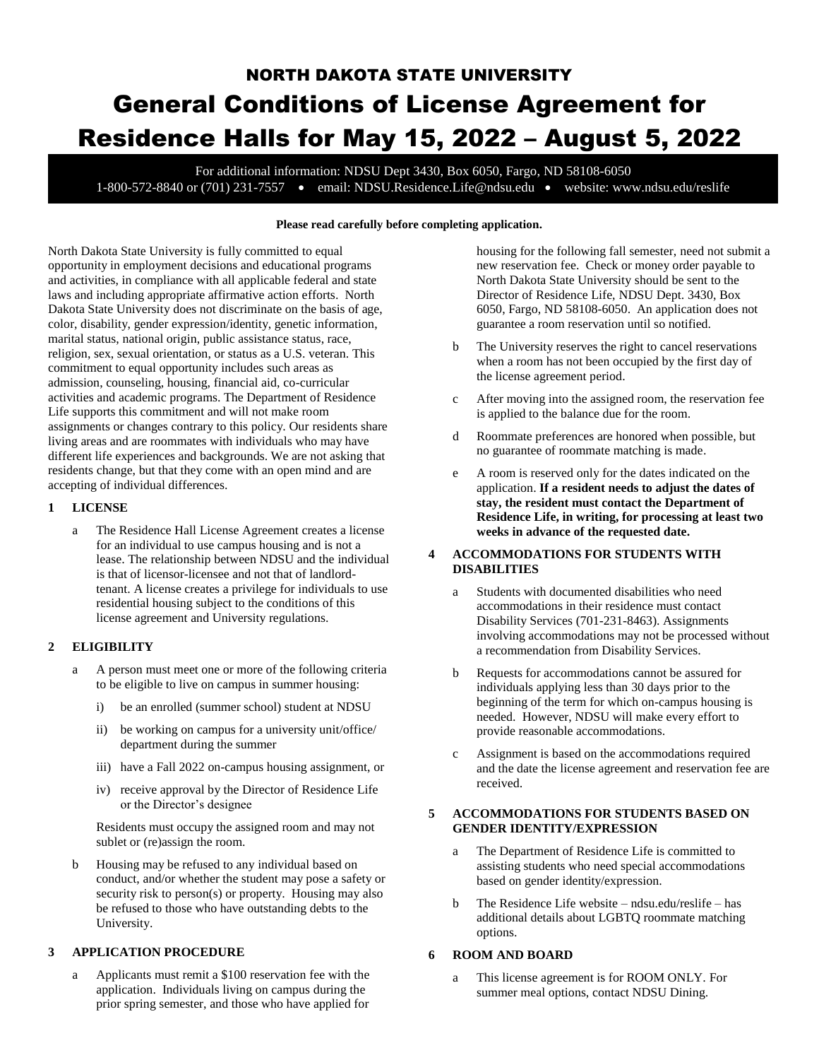# NORTH DAKOTA STATE UNIVERSITY

# General Conditions of License Agreement for Residence Halls for May 15, 2022 – August 5, 2022

For additional information: NDSU Dept 3430, Box 6050, Fargo, ND 58108-6050
1-800-572-8840 or (701) 231-7557 • email: NDSU.Residence.Life@ndsu.edu • website: www.ndsu.edu/reslife

**Please read carefully before completing application.**

North Dakota State University is fully committed to equal opportunity in employment decisions and educational programs and activities, in compliance with all applicable federal and state laws and including appropriate affirmative action efforts. North Dakota State University does not discriminate on the basis of age, color, disability, gender expression/identity, genetic information, marital status, national origin, public assistance status, race, religion, sex, sexual orientation, or status as a U.S. veteran. This commitment to equal opportunity includes such areas as admission, counseling, housing, financial aid, co-curricular activities and academic programs. The Department of Residence Life supports this commitment and will not make room assignments or changes contrary to this policy. Our residents share living areas and are roommates with individuals who may have different life experiences and backgrounds. We are not asking that residents change, but that they come with an open mind and are accepting of individual differences.

## 1 LICENSE

a The Residence Hall License Agreement creates a license for an individual to use campus housing and is not a lease. The relationship between NDSU and the individual is that of licensor-licensee and not that of landlord-tenant. A license creates a privilege for individuals to use residential housing subject to the conditions of this license agreement and University regulations.

## 2 ELIGIBILITY

a A person must meet one or more of the following criteria to be eligible to live on campus in summer housing:

i) be an enrolled (summer school) student at NDSU

ii) be working on campus for a university unit/office/ department during the summer

iii) have a Fall 2022 on-campus housing assignment, or

iv) receive approval by the Director of Residence Life or the Director's designee

Residents must occupy the assigned room and may not sublet or (re)assign the room.

b Housing may be refused to any individual based on conduct, and/or whether the student may pose a safety or security risk to person(s) or property. Housing may also be refused to those who have outstanding debts to the University.

## 3 APPLICATION PROCEDURE

a Applicants must remit a $100 reservation fee with the application. Individuals living on campus during the prior spring semester, and those who have applied for housing for the following fall semester, need not submit a new reservation fee. Check or money order payable to North Dakota State University should be sent to the Director of Residence Life, NDSU Dept. 3430, Box 6050, Fargo, ND 58108-6050. An application does not guarantee a room reservation until so notified.

b The University reserves the right to cancel reservations when a room has not been occupied by the first day of the license agreement period.

c After moving into the assigned room, the reservation fee is applied to the balance due for the room.

d Roommate preferences are honored when possible, but no guarantee of roommate matching is made.

e A room is reserved only for the dates indicated on the application. **If a resident needs to adjust the dates of stay, the resident must contact the Department of Residence Life, in writing, for processing at least two weeks in advance of the requested date.**

## 4 ACCOMMODATIONS FOR STUDENTS WITH DISABILITIES

a Students with documented disabilities who need accommodations in their residence must contact Disability Services (701-231-8463). Assignments involving accommodations may not be processed without a recommendation from Disability Services.

b Requests for accommodations cannot be assured for individuals applying less than 30 days prior to the beginning of the term for which on-campus housing is needed. However, NDSU will make every effort to provide reasonable accommodations.

c Assignment is based on the accommodations required and the date the license agreement and reservation fee are received.

## 5 ACCOMMODATIONS FOR STUDENTS BASED ON GENDER IDENTITY/EXPRESSION

a The Department of Residence Life is committed to assisting students who need special accommodations based on gender identity/expression.

b The Residence Life website – ndsu.edu/reslife – has additional details about LGBTQ roommate matching options.

## 6 ROOM AND BOARD

a This license agreement is for ROOM ONLY. For summer meal options, contact NDSU Dining.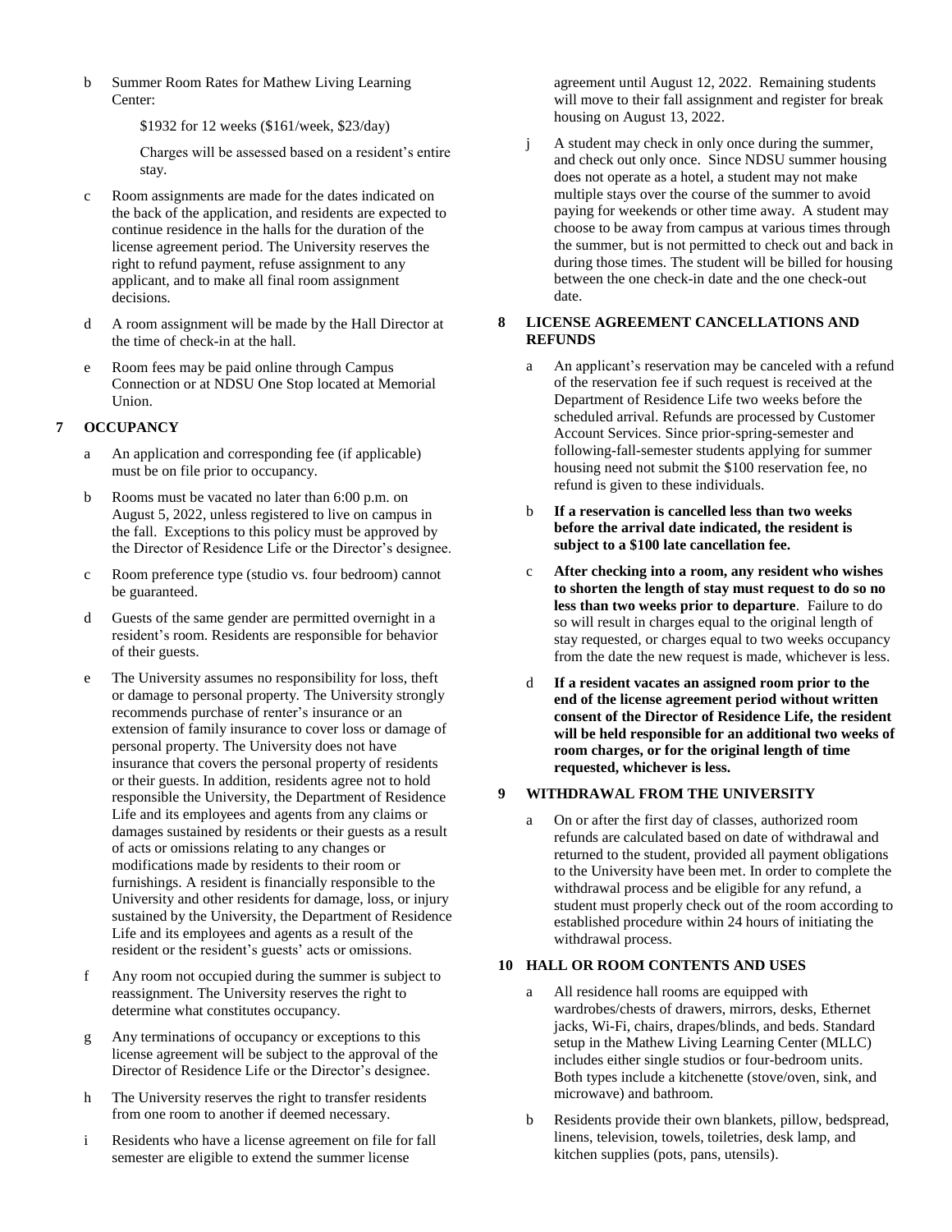b Summer Room Rates for Mathew Living Learning Center:

   $1932 for 12 weeks ($161/week, $23/day)

   Charges will be assessed based on a resident's entire stay.

c Room assignments are made for the dates indicated on the back of the application, and residents are expected to continue residence in the halls for the duration of the license agreement period. The University reserves the right to refund payment, refuse assignment to any applicant, and to make all final room assignment decisions.

d A room assignment will be made by the Hall Director at the time of check-in at the hall.

e Room fees may be paid online through Campus Connection or at NDSU One Stop located at Memorial Union.

## 7 OCCUPANCY

a An application and corresponding fee (if applicable) must be on file prior to occupancy.

b Rooms must be vacated no later than 6:00 p.m. on August 5, 2022, unless registered to live on campus in the fall. Exceptions to this policy must be approved by the Director of Residence Life or the Director's designee.

c Room preference type (studio vs. four bedroom) cannot be guaranteed.

d Guests of the same gender are permitted overnight in a resident's room. Residents are responsible for behavior of their guests.

e The University assumes no responsibility for loss, theft or damage to personal property. The University strongly recommends purchase of renter's insurance or an extension of family insurance to cover loss or damage of personal property. The University does not have insurance that covers the personal property of residents or their guests. In addition, residents agree not to hold responsible the University, the Department of Residence Life and its employees and agents from any claims or damages sustained by residents or their guests as a result of acts or omissions relating to any changes or modifications made by residents to their room or furnishings. A resident is financially responsible to the University and other residents for damage, loss, or injury sustained by the University, the Department of Residence Life and its employees and agents as a result of the resident or the resident's guests' acts or omissions.

f Any room not occupied during the summer is subject to reassignment. The University reserves the right to determine what constitutes occupancy.

g Any terminations of occupancy or exceptions to this license agreement will be subject to the approval of the Director of Residence Life or the Director's designee.

h The University reserves the right to transfer residents from one room to another if deemed necessary.

i Residents who have a license agreement on file for fall semester are eligible to extend the summer license agreement until August 12, 2022. Remaining students will move to their fall assignment and register for break housing on August 13, 2022.

j A student may check in only once during the summer, and check out only once. Since NDSU summer housing does not operate as a hotel, a student may not make multiple stays over the course of the summer to avoid paying for weekends or other time away. A student may choose to be away from campus at various times through the summer, but is not permitted to check out and back in during those times. The student will be billed for housing between the one check-in date and the one check-out date.

## 8 LICENSE AGREEMENT CANCELLATIONS AND REFUNDS

a An applicant's reservation may be canceled with a refund of the reservation fee if such request is received at the Department of Residence Life two weeks before the scheduled arrival. Refunds are processed by Customer Account Services. Since prior-spring-semester and following-fall-semester students applying for summer housing need not submit the $100 reservation fee, no refund is given to these individuals.

b **If a reservation is cancelled less than two weeks before the arrival date indicated, the resident is subject to a $100 late cancellation fee.**

c **After checking into a room, any resident who wishes to shorten the length of stay must request to do so no less than two weeks prior to departure**. Failure to do so will result in charges equal to the original length of stay requested, or charges equal to two weeks occupancy from the date the new request is made, whichever is less.

d **If a resident vacates an assigned room prior to the end of the license agreement period without written consent of the Director of Residence Life, the resident will be held responsible for an additional two weeks of room charges, or for the original length of time requested, whichever is less.**

## 9 WITHDRAWAL FROM THE UNIVERSITY

a On or after the first day of classes, authorized room refunds are calculated based on date of withdrawal and returned to the student, provided all payment obligations to the University have been met. In order to complete the withdrawal process and be eligible for any refund, a student must properly check out of the room according to established procedure within 24 hours of initiating the withdrawal process.

## 10 HALL OR ROOM CONTENTS AND USES

a All residence hall rooms are equipped with wardrobes/chests of drawers, mirrors, desks, Ethernet jacks, Wi-Fi, chairs, drapes/blinds, and beds. Standard setup in the Mathew Living Learning Center (MLLC) includes either single studios or four-bedroom units. Both types include a kitchenette (stove/oven, sink, and microwave) and bathroom.

b Residents provide their own blankets, pillow, bedspread, linens, television, towels, toiletries, desk lamp, and kitchen supplies (pots, pans, utensils).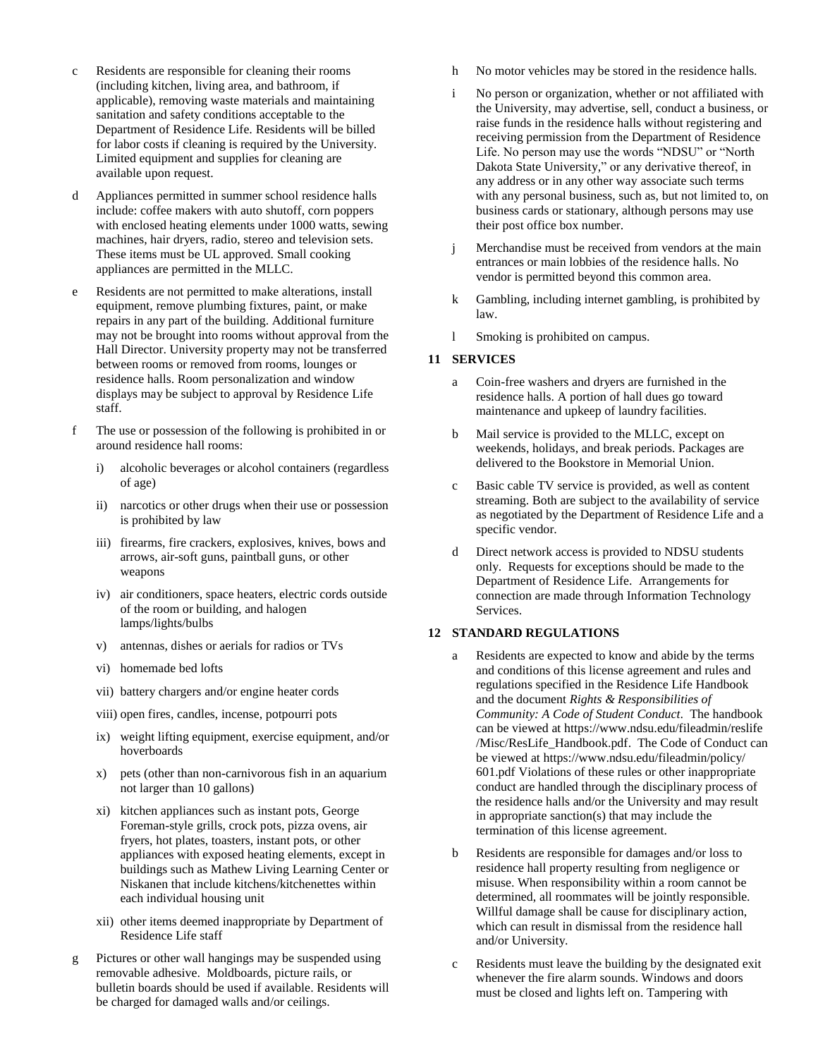c. Residents are responsible for cleaning their rooms (including kitchen, living area, and bathroom, if applicable), removing waste materials and maintaining sanitation and safety conditions acceptable to the Department of Residence Life. Residents will be billed for labor costs if cleaning is required by the University. Limited equipment and supplies for cleaning are available upon request.

d. Appliances permitted in summer school residence halls include: coffee makers with auto shutoff, corn poppers with enclosed heating elements under 1000 watts, sewing machines, hair dryers, radio, stereo and television sets. These items must be UL approved. Small cooking appliances are permitted in the MLLC.

e. Residents are not permitted to make alterations, install equipment, remove plumbing fixtures, paint, or make repairs in any part of the building. Additional furniture may not be brought into rooms without approval from the Hall Director. University property may not be transferred between rooms or removed from rooms, lounges or residence halls. Room personalization and window displays may be subject to approval by Residence Life staff.

f. The use or possession of the following is prohibited in or around residence hall rooms:

   i) alcoholic beverages or alcohol containers (regardless of age)

   ii) narcotics or other drugs when their use or possession is prohibited by law

   iii) firearms, fire crackers, explosives, knives, bows and arrows, air-soft guns, paintball guns, or other weapons

   iv) air conditioners, space heaters, electric cords outside of the room or building, and halogen lamps/lights/bulbs

   v) antennas, dishes or aerials for radios or TVs

   vi) homemade bed lofts

   vii) battery chargers and/or engine heater cords

   viii) open fires, candles, incense, potpourri pots

   ix) weight lifting equipment, exercise equipment, and/or hoverboards

   x) pets (other than non-carnivorous fish in an aquarium not larger than 10 gallons)

   xi) kitchen appliances such as instant pots, George Foreman-style grills, crock pots, pizza ovens, air fryers, hot plates, toasters, instant pots, or other appliances with exposed heating elements, except in buildings such as Mathew Living Learning Center or Niskanen that include kitchens/kitchenettes within each individual housing unit

   xii) other items deemed inappropriate by Department of Residence Life staff

g. Pictures or other wall hangings may be suspended using removable adhesive. Moldboards, picture rails, or bulletin boards should be used if available. Residents will be charged for damaged walls and/or ceilings.

h. No motor vehicles may be stored in the residence halls.

i. No person or organization, whether or not affiliated with the University, may advertise, sell, conduct a business, or raise funds in the residence halls without registering and receiving permission from the Department of Residence Life. No person may use the words "NDSU" or "North Dakota State University," or any derivative thereof, in any address or in any other way associate such terms with any personal business, such as, but not limited to, on business cards or stationary, although persons may use their post office box number.

j. Merchandise must be received from vendors at the main entrances or main lobbies of the residence halls. No vendor is permitted beyond this common area.

k. Gambling, including internet gambling, is prohibited by law.

l. Smoking is prohibited on campus.

## 11 SERVICES

a. Coin-free washers and dryers are furnished in the residence halls. A portion of hall dues go toward maintenance and upkeep of laundry facilities.

b. Mail service is provided to the MLLC, except on weekends, holidays, and break periods. Packages are delivered to the Bookstore in Memorial Union.

c. Basic cable TV service is provided, as well as content streaming. Both are subject to the availability of service as negotiated by the Department of Residence Life and a specific vendor.

d. Direct network access is provided to NDSU students only. Requests for exceptions should be made to the Department of Residence Life. Arrangements for connection are made through Information Technology Services.

## 12 STANDARD REGULATIONS

a. Residents are expected to know and abide by the terms and conditions of this license agreement and rules and regulations specified in the Residence Life Handbook and the document *Rights & Responsibilities of Community: A Code of Student Conduct*. The handbook can be viewed at https://www.ndsu.edu/fileadmin/reslife/Misc/ResLife_Handbook.pdf. The Code of Conduct can be viewed at https://www.ndsu.edu/fileadmin/policy/601.pdf Violations of these rules or other inappropriate conduct are handled through the disciplinary process of the residence halls and/or the University and may result in appropriate sanction(s) that may include the termination of this license agreement.

b. Residents are responsible for damages and/or loss to residence hall property resulting from negligence or misuse. When responsibility within a room cannot be determined, all roommates will be jointly responsible. Willful damage shall be cause for disciplinary action, which can result in dismissal from the residence hall and/or University.

c. Residents must leave the building by the designated exit whenever the fire alarm sounds. Windows and doors must be closed and lights left on. Tampering with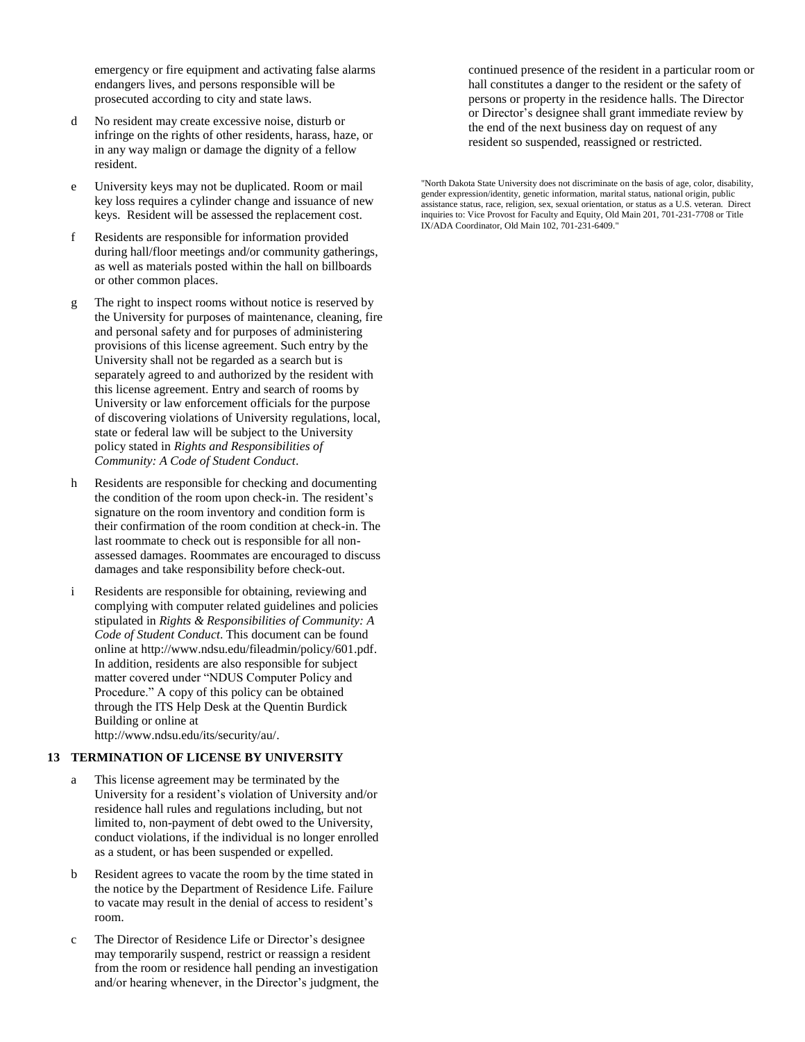emergency or fire equipment and activating false alarms endangers lives, and persons responsible will be prosecuted according to city and state laws.

d No resident may create excessive noise, disturb or infringe on the rights of other residents, harass, haze, or in any way malign or damage the dignity of a fellow resident.

e University keys may not be duplicated. Room or mail key loss requires a cylinder change and issuance of new keys. Resident will be assessed the replacement cost.

f Residents are responsible for information provided during hall/floor meetings and/or community gatherings, as well as materials posted within the hall on billboards or other common places.

g The right to inspect rooms without notice is reserved by the University for purposes of maintenance, cleaning, fire and personal safety and for purposes of administering provisions of this license agreement. Such entry by the University shall not be regarded as a search but is separately agreed to and authorized by the resident with this license agreement. Entry and search of rooms by University or law enforcement officials for the purpose of discovering violations of University regulations, local, state or federal law will be subject to the University policy stated in *Rights and Responsibilities of Community: A Code of Student Conduct*.

h Residents are responsible for checking and documenting the condition of the room upon check-in. The resident's signature on the room inventory and condition form is their confirmation of the room condition at check-in. The last roommate to check out is responsible for all non-assessed damages. Roommates are encouraged to discuss damages and take responsibility before check-out.

i Residents are responsible for obtaining, reviewing and complying with computer related guidelines and policies stipulated in *Rights & Responsibilities of Community: A Code of Student Conduct*. This document can be found online at http://www.ndsu.edu/fileadmin/policy/601.pdf. In addition, residents are also responsible for subject matter covered under "NDUS Computer Policy and Procedure." A copy of this policy can be obtained through the ITS Help Desk at the Quentin Burdick Building or online at http://www.ndsu.edu/its/security/au/.

## 13 TERMINATION OF LICENSE BY UNIVERSITY

a This license agreement may be terminated by the University for a resident's violation of University and/or residence hall rules and regulations including, but not limited to, non-payment of debt owed to the University, conduct violations, if the individual is no longer enrolled as a student, or has been suspended or expelled.

b Resident agrees to vacate the room by the time stated in the notice by the Department of Residence Life. Failure to vacate may result in the denial of access to resident's room.

c The Director of Residence Life or Director's designee may temporarily suspend, restrict or reassign a resident from the room or residence hall pending an investigation and/or hearing whenever, in the Director's judgment, the continued presence of the resident in a particular room or hall constitutes a danger to the resident or the safety of persons or property in the residence halls. The Director or Director's designee shall grant immediate review by the end of the next business day on request of any resident so suspended, reassigned or restricted.

"North Dakota State University does not discriminate on the basis of age, color, disability, gender expression/identity, genetic information, marital status, national origin, public assistance status, race, religion, sex, sexual orientation, or status as a U.S. veteran. Direct inquiries to: Vice Provost for Faculty and Equity, Old Main 201, 701-231-7708 or Title IX/ADA Coordinator, Old Main 102, 701-231-6409."